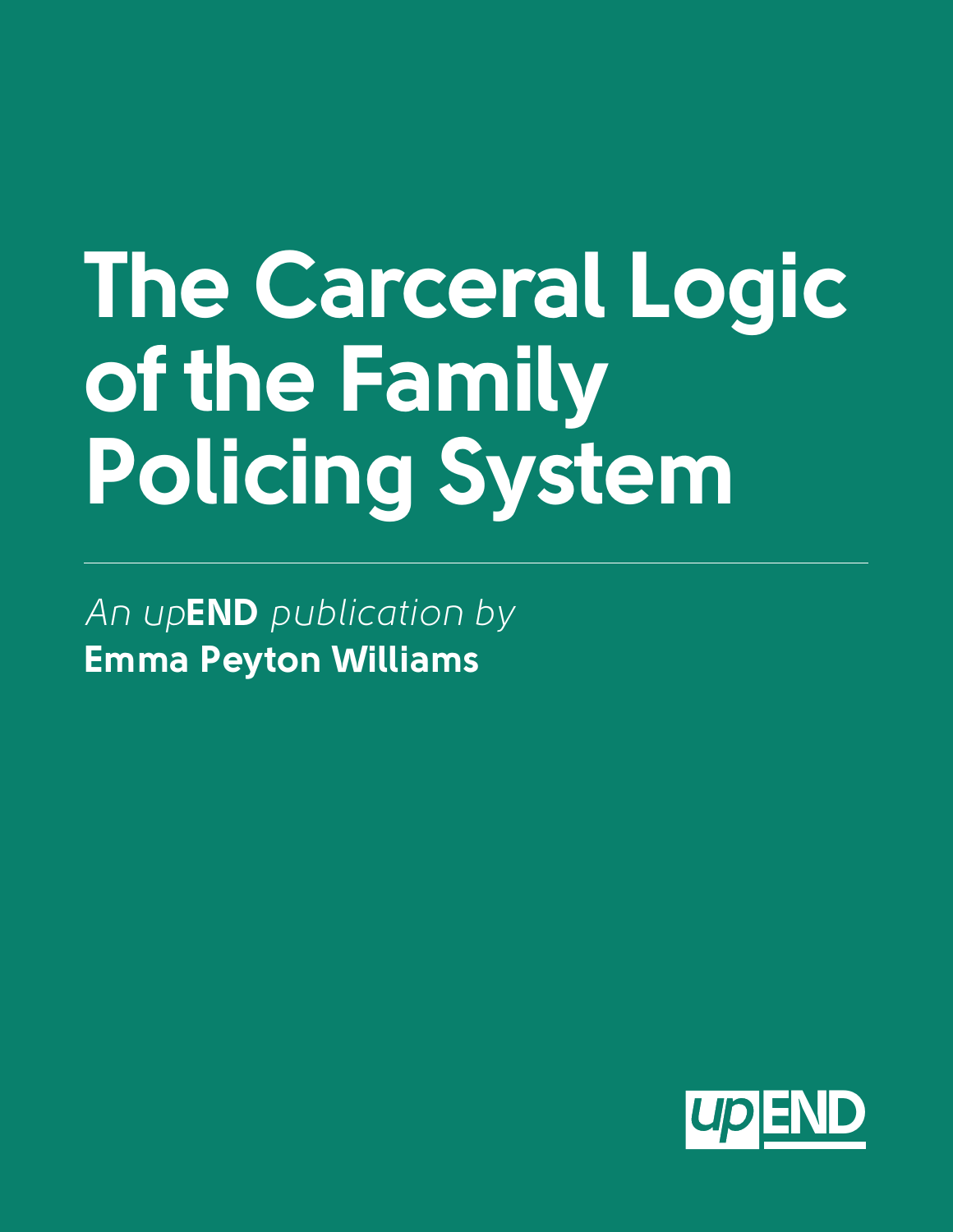# The Carceral Logic of the Family Policing System

*An up***END** *publication by*
**Emma Peyton Williams**

upEND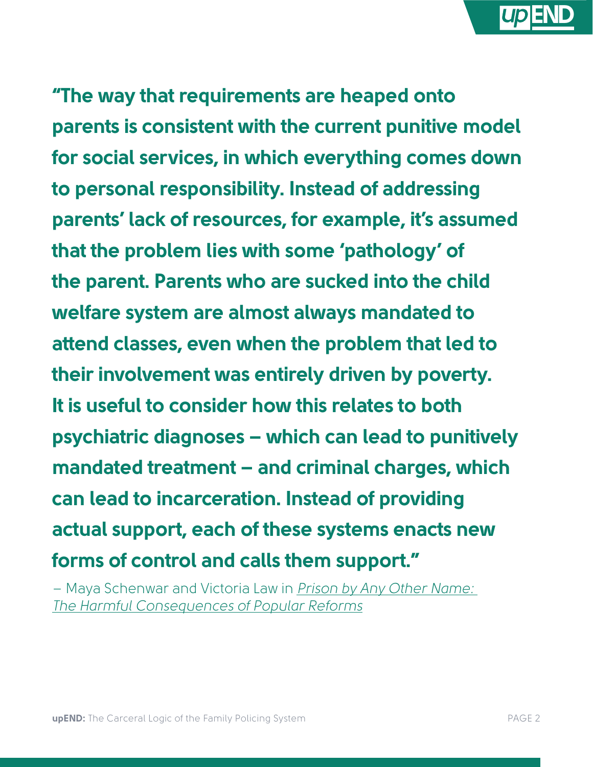**"The way that requirements are heaped onto parents is consistent with the current punitive model for social services, in which everything comes down to personal responsibility. Instead of addressing parents' lack of resources, for example, it's assumed that the problem lies with some 'pathology' of the parent. Parents who are sucked into the child welfare system are almost always mandated to attend classes, even when the problem that led to their involvement was entirely driven by poverty. It is useful to consider how this relates to both psychiatric diagnoses – which can lead to punitively mandated treatment – and criminal charges, which can lead to incarceration. Instead of providing actual support, each of these systems enacts new forms of control and calls them support."**

– Maya Schenwar and Victoria Law in *Prison by Any Other Name: The Harmful Consequences of Popular Reforms*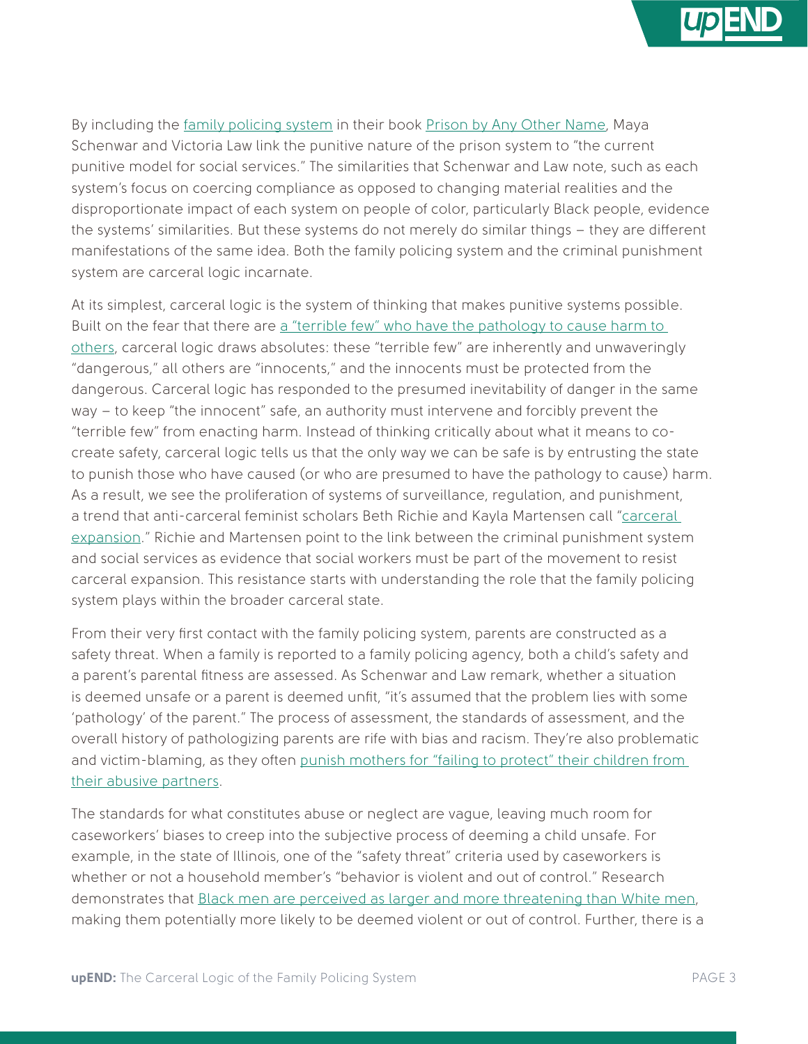By including the family policing system in their book Prison by Any Other Name, Maya Schenwar and Victoria Law link the punitive nature of the prison system to "the current punitive model for social services." The similarities that Schenwar and Law note, such as each system's focus on coercing compliance as opposed to changing material realities and the disproportionate impact of each system on people of color, particularly Black people, evidence the systems' similarities. But these systems do not merely do similar things – they are different manifestations of the same idea. Both the family policing system and the criminal punishment system are carceral logic incarnate.

At its simplest, carceral logic is the system of thinking that makes punitive systems possible. Built on the fear that there are a "terrible few" who have the pathology to cause harm to others, carceral logic draws absolutes: these "terrible few" are inherently and unwaveringly "dangerous," all others are "innocents," and the innocents must be protected from the dangerous. Carceral logic has responded to the presumed inevitability of danger in the same way – to keep "the innocent" safe, an authority must intervene and forcibly prevent the "terrible few" from enacting harm. Instead of thinking critically about what it means to co-create safety, carceral logic tells us that the only way we can be safe is by entrusting the state to punish those who have caused (or who are presumed to have the pathology to cause) harm. As a result, we see the proliferation of systems of surveillance, regulation, and punishment, a trend that anti-carceral feminist scholars Beth Richie and Kayla Martensen call "carceral expansion." Richie and Martensen point to the link between the criminal punishment system and social services as evidence that social workers must be part of the movement to resist carceral expansion. This resistance starts with understanding the role that the family policing system plays within the broader carceral state.

From their very first contact with the family policing system, parents are constructed as a safety threat. When a family is reported to a family policing agency, both a child's safety and a parent's parental fitness are assessed. As Schenwar and Law remark, whether a situation is deemed unsafe or a parent is deemed unfit, "it's assumed that the problem lies with some 'pathology' of the parent." The process of assessment, the standards of assessment, and the overall history of pathologizing parents are rife with bias and racism. They're also problematic and victim-blaming, as they often punish mothers for "failing to protect" their children from their abusive partners.

The standards for what constitutes abuse or neglect are vague, leaving much room for caseworkers' biases to creep into the subjective process of deeming a child unsafe. For example, in the state of Illinois, one of the "safety threat" criteria used by caseworkers is whether or not a household member's "behavior is violent and out of control." Research demonstrates that Black men are perceived as larger and more threatening than White men, making them potentially more likely to be deemed violent or out of control. Further, there is a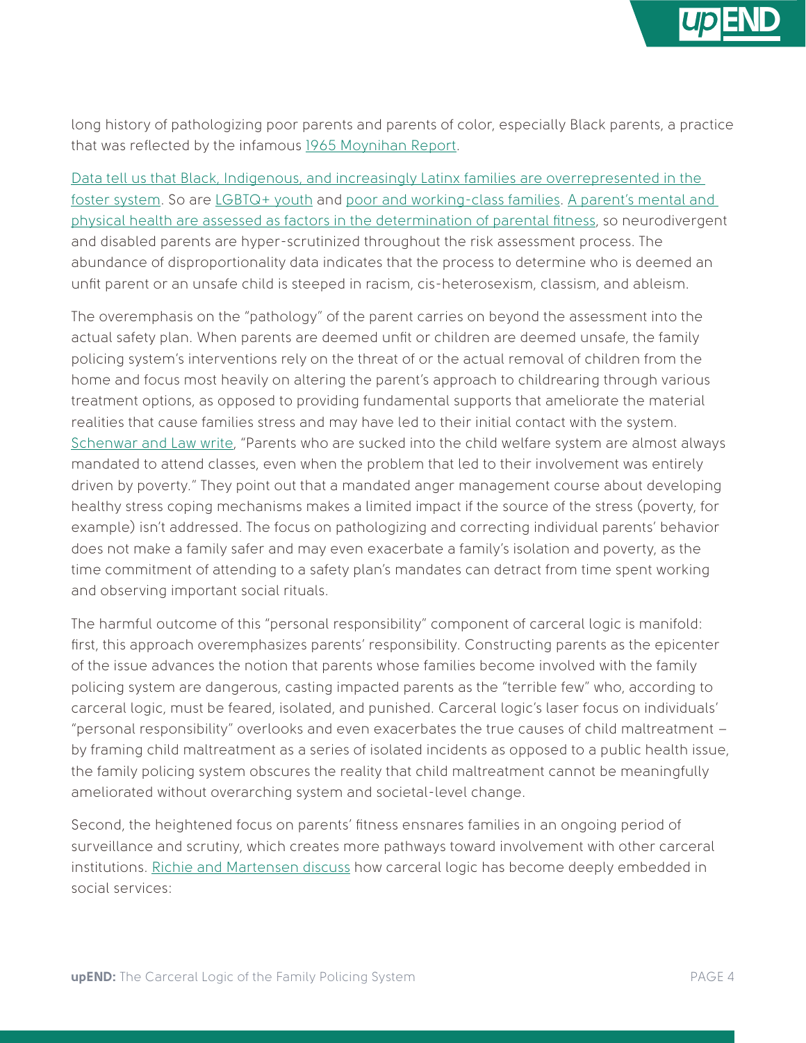long history of pathologizing poor parents and parents of color, especially Black parents, a practice that was reflected by the infamous 1965 Moynihan Report.

Data tell us that Black, Indigenous, and increasingly Latinx families are overrepresented in the foster system. So are LGBTQ+ youth and poor and working-class families. A parent's mental and physical health are assessed as factors in the determination of parental fitness, so neurodivergent and disabled parents are hyper-scrutinized throughout the risk assessment process. The abundance of disproportionality data indicates that the process to determine who is deemed an unfit parent or an unsafe child is steeped in racism, cis-heterosexism, classism, and ableism.

The overemphasis on the "pathology" of the parent carries on beyond the assessment into the actual safety plan. When parents are deemed unfit or children are deemed unsafe, the family policing system's interventions rely on the threat of or the actual removal of children from the home and focus most heavily on altering the parent's approach to childrearing through various treatment options, as opposed to providing fundamental supports that ameliorate the material realities that cause families stress and may have led to their initial contact with the system. Schenwar and Law write, "Parents who are sucked into the child welfare system are almost always mandated to attend classes, even when the problem that led to their involvement was entirely driven by poverty." They point out that a mandated anger management course about developing healthy stress coping mechanisms makes a limited impact if the source of the stress (poverty, for example) isn't addressed. The focus on pathologizing and correcting individual parents' behavior does not make a family safer and may even exacerbate a family's isolation and poverty, as the time commitment of attending to a safety plan's mandates can detract from time spent working and observing important social rituals.

The harmful outcome of this "personal responsibility" component of carceral logic is manifold: first, this approach overemphasizes parents' responsibility. Constructing parents as the epicenter of the issue advances the notion that parents whose families become involved with the family policing system are dangerous, casting impacted parents as the "terrible few" who, according to carceral logic, must be feared, isolated, and punished. Carceral logic's laser focus on individuals' "personal responsibility" overlooks and even exacerbates the true causes of child maltreatment – by framing child maltreatment as a series of isolated incidents as opposed to a public health issue, the family policing system obscures the reality that child maltreatment cannot be meaningfully ameliorated without overarching system and societal-level change.

Second, the heightened focus on parents' fitness ensnares families in an ongoing period of surveillance and scrutiny, which creates more pathways toward involvement with other carceral institutions. Richie and Martensen discuss how carceral logic has become deeply embedded in social services: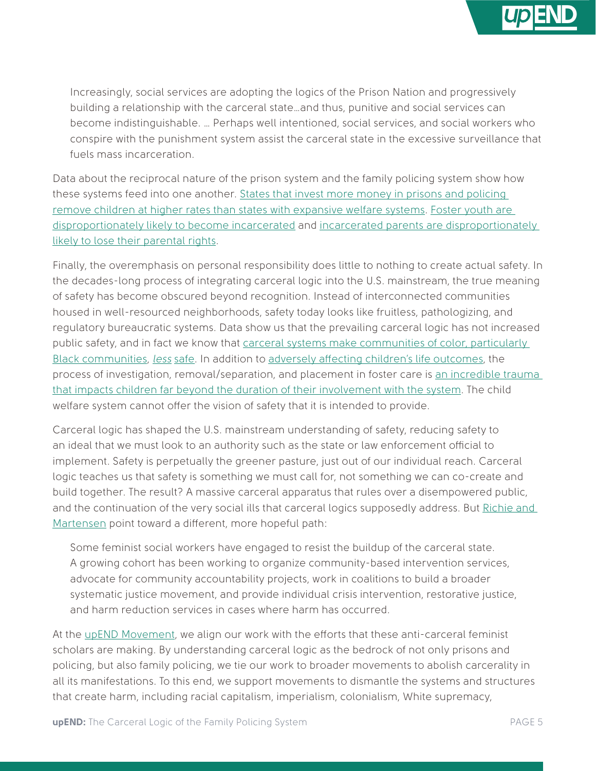> Increasingly, social services are adopting the logics of the Prison Nation and progressively building a relationship with the carceral state…and thus, punitive and social services can become indistinguishable. … Perhaps well intentioned, social services, and social workers who conspire with the punishment system assist the carceral state in the excessive surveillance that fuels mass incarceration.

Data about the reciprocal nature of the prison system and the family policing system show how these systems feed into one another. States that invest more money in prisons and policing remove children at higher rates than states with expansive welfare systems. Foster youth are disproportionately likely to become incarcerated and incarcerated parents are disproportionately likely to lose their parental rights.

Finally, the overemphasis on personal responsibility does little to nothing to create actual safety. In the decades-long process of integrating carceral logic into the U.S. mainstream, the true meaning of safety has become obscured beyond recognition. Instead of interconnected communities housed in well-resourced neighborhoods, safety today looks like fruitless, pathologizing, and regulatory bureaucratic systems. Data show us that the prevailing carceral logic has not increased public safety, and in fact we know that carceral systems make communities of color, particularly Black communities, *less* safe. In addition to adversely affecting children's life outcomes, the process of investigation, removal/separation, and placement in foster care is an incredible trauma that impacts children far beyond the duration of their involvement with the system. The child welfare system cannot offer the vision of safety that it is intended to provide.

Carceral logic has shaped the U.S. mainstream understanding of safety, reducing safety to an ideal that we must look to an authority such as the state or law enforcement official to implement. Safety is perpetually the greener pasture, just out of our individual reach. Carceral logic teaches us that safety is something we must call for, not something we can co-create and build together. The result? A massive carceral apparatus that rules over a disempowered public, and the continuation of the very social ills that carceral logics supposedly address. But Richie and Martensen point toward a different, more hopeful path:

> Some feminist social workers have engaged to resist the buildup of the carceral state. A growing cohort has been working to organize community-based intervention services, advocate for community accountability projects, work in coalitions to build a broader systematic justice movement, and provide individual crisis intervention, restorative justice, and harm reduction services in cases where harm has occurred.

At the upEND Movement, we align our work with the efforts that these anti-carceral feminist scholars are making. By understanding carceral logic as the bedrock of not only prisons and policing, but also family policing, we tie our work to broader movements to abolish carcerality in all its manifestations. To this end, we support movements to dismantle the systems and structures that create harm, including racial capitalism, imperialism, colonialism, White supremacy,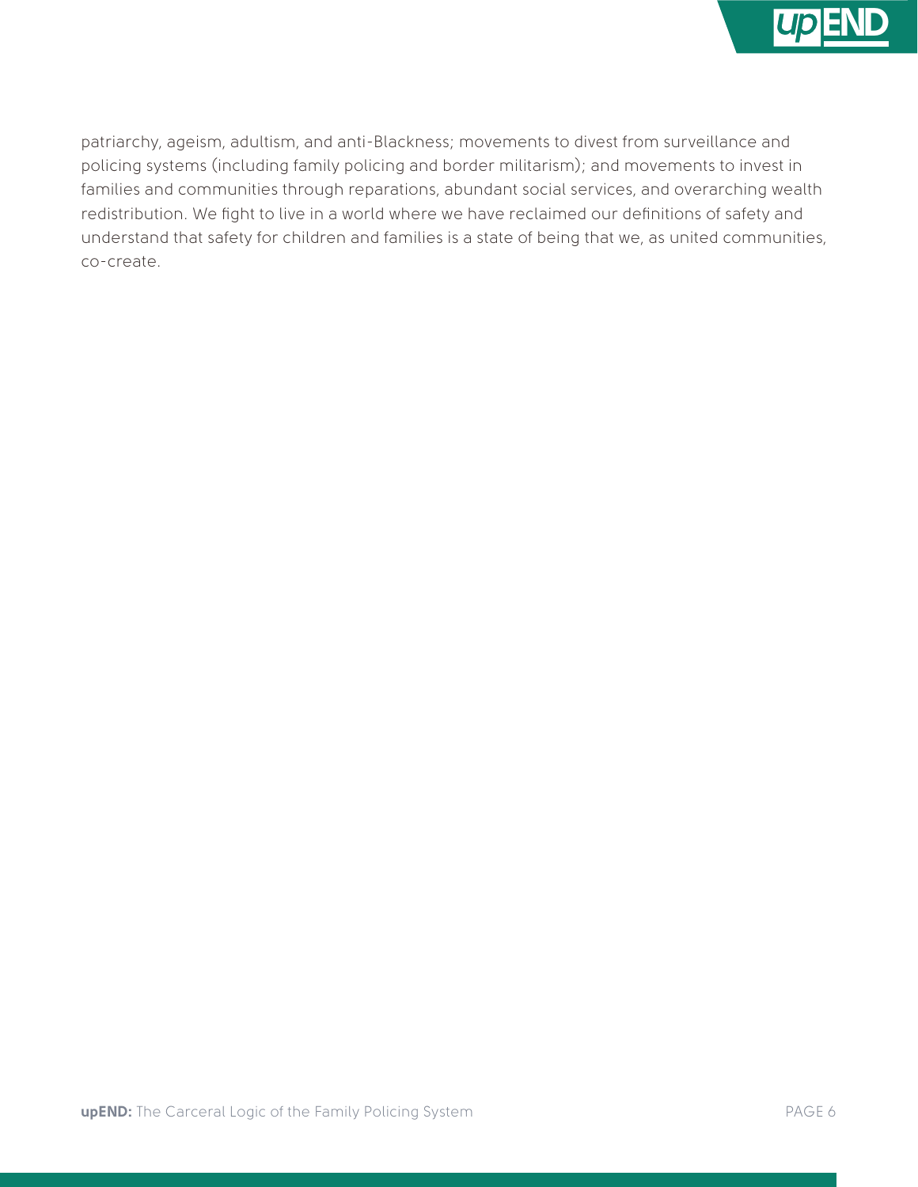patriarchy, ageism, adultism, and anti-Blackness; movements to divest from surveillance and policing systems (including family policing and border militarism); and movements to invest in families and communities through reparations, abundant social services, and overarching wealth redistribution. We fight to live in a world where we have reclaimed our definitions of safety and understand that safety for children and families is a state of being that we, as united communities, co-create.